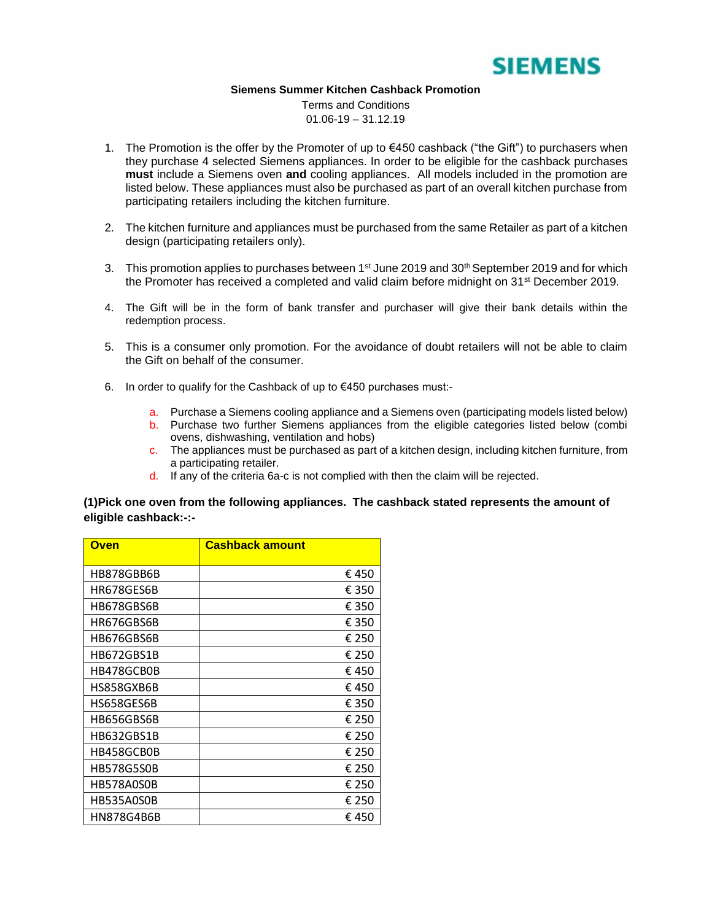**SIEMENS**

**Siemens Summer Kitchen Cashback Promotion**

Terms and Conditions

01.06-19 – 31.12.19

1. The Promotion is the offer by the Promoter of up to €450 cashback ("the Gift") to purchasers when they purchase 4 selected Siemens appliances. In order to be eligible for the cashback purchases **must** include a Siemens oven **and** cooling appliances. All models included in the promotion are listed below. These appliances must also be purchased as part of an overall kitchen purchase from participating retailers including the kitchen furniture.

2. The kitchen furniture and appliances must be purchased from the same Retailer as part of a kitchen design (participating retailers only).

3. This promotion applies to purchases between 1st June 2019 and 30th September 2019 and for which the Promoter has received a completed and valid claim before midnight on 31st December 2019.

4. The Gift will be in the form of bank transfer and purchaser will give their bank details within the redemption process.

5. This is a consumer only promotion. For the avoidance of doubt retailers will not be able to claim the Gift on behalf of the consumer.

6. In order to qualify for the Cashback of up to €450 purchases must:-

    a. Purchase a Siemens cooling appliance and a Siemens oven (participating models listed below)
    b. Purchase two further Siemens appliances from the eligible categories listed below (combi ovens, dishwashing, ventilation and hobs)
    c. The appliances must be purchased as part of a kitchen design, including kitchen furniture, from a participating retailer.
    d. If any of the criteria 6a-c is not complied with then the claim will be rejected.

**(1)Pick one oven from the following appliances. The cashback stated represents the amount of eligible cashback:-:-**

| Oven | Cashback amount |
|---|---:|
| HB878GBB6B | € 450 |
| HR678GES6B | € 350 |
| HB678GBS6B | € 350 |
| HR676GBS6B | € 350 |
| HB676GBS6B | € 250 |
| HB672GBS1B | € 250 |
| HB478GCB0B | € 450 |
| HS858GXB6B | € 450 |
| HS658GES6B | € 350 |
| HB656GBS6B | € 250 |
| HB632GBS1B | € 250 |
| HB458GCB0B | € 250 |
| HB578G5S0B | € 250 |
| HB578A0S0B | € 250 |
| HB535A0S0B | € 250 |
| HN878G4B6B | € 450 |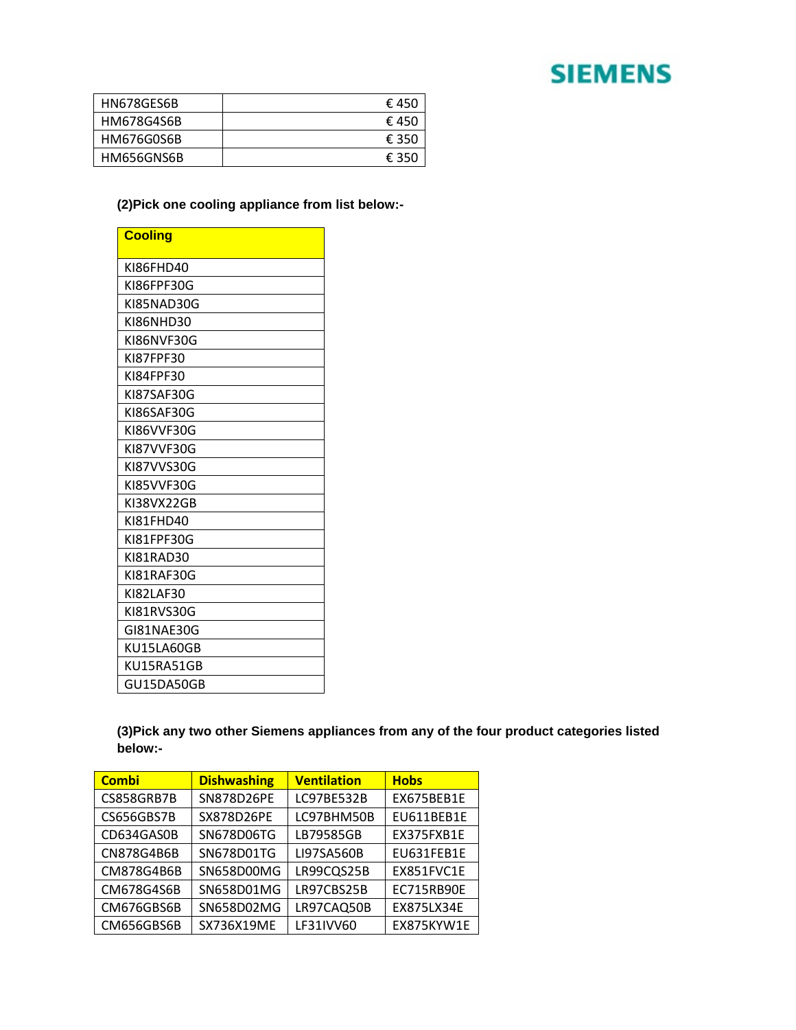SIEMENS

| HN678GES6B | € 450 |
|---|---|
| HM678G4S6B | € 450 |
| HM676G0S6B | € 350 |
| HM656GNS6B | € 350 |

**(2)Pick one cooling appliance from list below:-**

| Cooling |
|---|
| KI86FHD40 |
| KI86FPF30G |
| KI85NAD30G |
| KI86NHD30 |
| KI86NVF30G |
| KI87FPF30 |
| KI84FPF30 |
| KI87SAF30G |
| KI86SAF30G |
| KI86VVF30G |
| KI87VVF30G |
| KI87VVS30G |
| KI85VVF30G |
| KI38VX22GB |
| KI81FHD40 |
| KI81FPF30G |
| KI81RAD30 |
| KI81RAF30G |
| KI82LAF30 |
| KI81RVS30G |
| GI81NAE30G |
| KU15LA60GB |
| KU15RA51GB |
| GU15DA50GB |

**(3)Pick any two other Siemens appliances from any of the four product categories listed below:-**

| Combi | Dishwashing | Ventilation | Hobs |
|---|---|---|---|
| CS858GRB7B | SN878D26PE | LC97BE532B | EX675BEB1E |
| CS656GBS7B | SX878D26PE | LC97BHM50B | EU611BEB1E |
| CD634GAS0B | SN678D06TG | LB79585GB | EX375FXB1E |
| CN878G4B6B | SN678D01TG | LI97SA560B | EU631FEB1E |
| CM878G4B6B | SN658D00MG | LR99CQS25B | EX851FVC1E |
| CM678G4S6B | SN658D01MG | LR97CBS25B | EC715RB90E |
| CM676GBS6B | SN658D02MG | LR97CAQ50B | EX875LX34E |
| CM656GBS6B | SX736X19ME | LF31IVV60 | EX875KYW1E |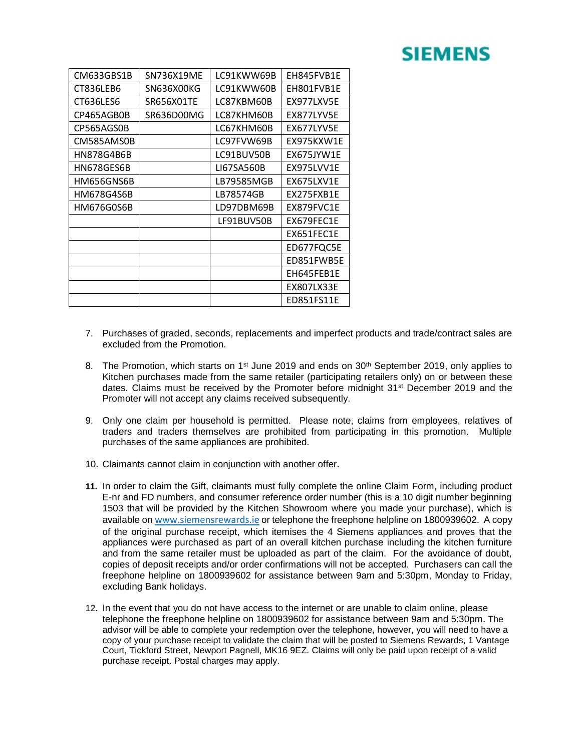| CM633GBS1B | SN736X19ME | LC91KWW69B | EH845FVB1E |
|---|---|---|---|
| CT836LEB6 | SN636X00KG | LC91KWW60B | EH801FVB1E |
| CT636LES6 | SR656X01TE | LC87KBM60B | EX977LXV5E |
| CP465AGB0B | SR636D00MG | LC87KHM60B | EX877LYV5E |
| CP565AGS0B | | LC67KHM60B | EX677LYV5E |
| CM585AMS0B | | LC97FVW69B | EX975KXW1E |
| HN878G4B6B | | LC91BUV50B | EX675JYW1E |
| HN678GES6B | | LI67SA560B | EX975LVV1E |
| HM656GNS6B | | LB79585MGB | EX675LXV1E |
| HM678G4S6B | | LB78574GB | EX275FXB1E |
| HM676G0S6B | | LD97DBM69B | EX879FVC1E |
| | | LF91BUV50B | EX679FEC1E |
| | | | EX651FEC1E |
| | | | ED677FQC5E |
| | | | ED851FWB5E |
| | | | EH645FEB1E |
| | | | EX807LX33E |
| | | | ED851FS11E |

7. Purchases of graded, seconds, replacements and imperfect products and trade/contract sales are excluded from the Promotion.

8. The Promotion, which starts on 1st June 2019 and ends on 30th September 2019, only applies to Kitchen purchases made from the same retailer (participating retailers only) on or between these dates. Claims must be received by the Promoter before midnight 31st December 2019 and the Promoter will not accept any claims received subsequently.

9. Only one claim per household is permitted. Please note, claims from employees, relatives of traders and traders themselves are prohibited from participating in this promotion. Multiple purchases of the same appliances are prohibited.

10. Claimants cannot claim in conjunction with another offer.

11. In order to claim the Gift, claimants must fully complete the online Claim Form, including product E-nr and FD numbers, and consumer reference order number (this is a 10 digit number beginning 1503 that will be provided by the Kitchen Showroom where you made your purchase), which is available on www.siemensrewards.ie or telephone the freephone helpline on 1800939602. A copy of the original purchase receipt, which itemises the 4 Siemens appliances and proves that the appliances were purchased as part of an overall kitchen purchase including the kitchen furniture and from the same retailer must be uploaded as part of the claim. For the avoidance of doubt, copies of deposit receipts and/or order confirmations will not be accepted. Purchasers can call the freephone helpline on 1800939602 for assistance between 9am and 5:30pm, Monday to Friday, excluding Bank holidays.

12. In the event that you do not have access to the internet or are unable to claim online, please telephone the freephone helpline on 1800939602 for assistance between 9am and 5:30pm. The advisor will be able to complete your redemption over the telephone, however, you will need to have a copy of your purchase receipt to validate the claim that will be posted to Siemens Rewards, 1 Vantage Court, Tickford Street, Newport Pagnell, MK16 9EZ. Claims will only be paid upon receipt of a valid purchase receipt. Postal charges may apply.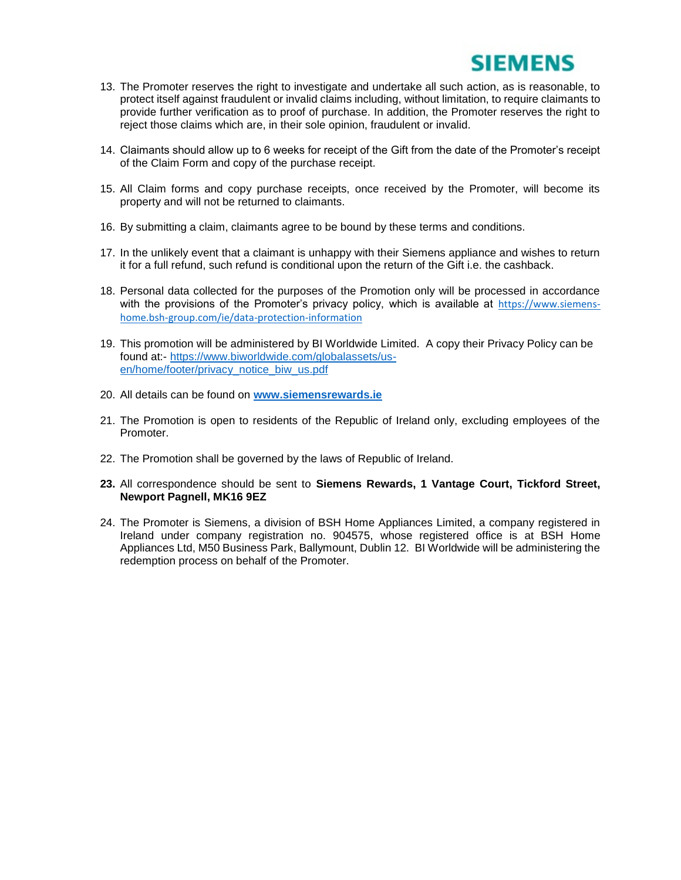13. The Promoter reserves the right to investigate and undertake all such action, as is reasonable, to protect itself against fraudulent or invalid claims including, without limitation, to require claimants to provide further verification as to proof of purchase. In addition, the Promoter reserves the right to reject those claims which are, in their sole opinion, fraudulent or invalid.

14. Claimants should allow up to 6 weeks for receipt of the Gift from the date of the Promoter's receipt of the Claim Form and copy of the purchase receipt.

15. All Claim forms and copy purchase receipts, once received by the Promoter, will become its property and will not be returned to claimants.

16. By submitting a claim, claimants agree to be bound by these terms and conditions.

17. In the unlikely event that a claimant is unhappy with their Siemens appliance and wishes to return it for a full refund, such refund is conditional upon the return of the Gift i.e. the cashback.

18. Personal data collected for the purposes of the Promotion only will be processed in accordance with the provisions of the Promoter's privacy policy, which is available at [https://www.siemens-home.bsh-group.com/ie/data-protection-information](https://www.siemens-home.bsh-group.com/ie/data-protection-information)

19. This promotion will be administered by BI Worldwide Limited. A copy their Privacy Policy can be found at:- [https://www.biworldwide.com/globalassets/us-en/home/footer/privacy_notice_biw_us.pdf](https://www.biworldwide.com/globalassets/us-en/home/footer/privacy_notice_biw_us.pdf)

20. All details can be found on **[www.siemensrewards.ie](http://www.siemensrewards.ie)**

21. The Promotion is open to residents of the Republic of Ireland only, excluding employees of the Promoter.

22. The Promotion shall be governed by the laws of Republic of Ireland.

23. All correspondence should be sent to **Siemens Rewards, 1 Vantage Court, Tickford Street, Newport Pagnell, MK16 9EZ**

24. The Promoter is Siemens, a division of BSH Home Appliances Limited, a company registered in Ireland under company registration no. 904575, whose registered office is at BSH Home Appliances Ltd, M50 Business Park, Ballymount, Dublin 12. BI Worldwide will be administering the redemption process on behalf of the Promoter.